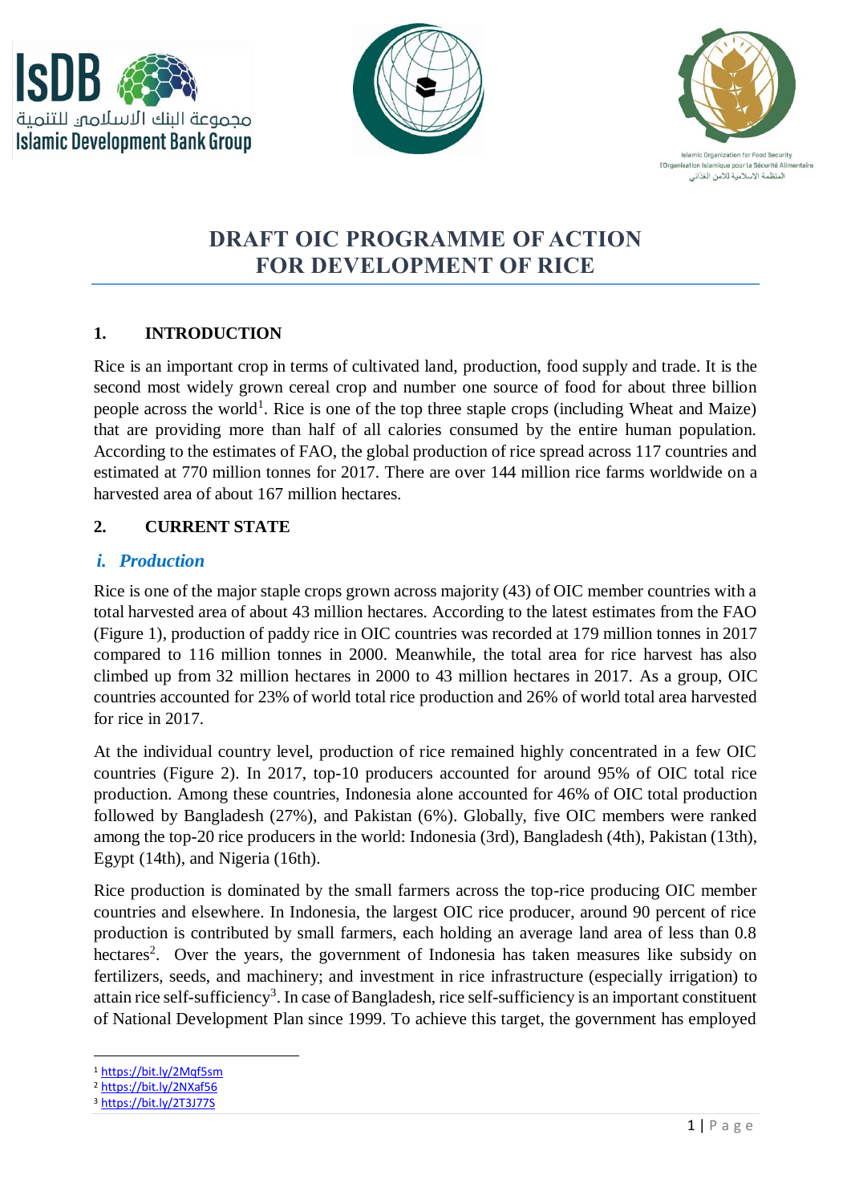# DRAFT OIC PROGRAMME OF ACTION FOR DEVELOPMENT OF RICE

## 1. INTRODUCTION

Rice is an important crop in terms of cultivated land, production, food supply and trade. It is the second most widely grown cereal crop and number one source of food for about three billion people across the world[1]. Rice is one of the top three staple crops (including Wheat and Maize) that are providing more than half of all calories consumed by the entire human population. According to the estimates of FAO, the global production of rice spread across 117 countries and estimated at 770 million tonnes for 2017. There are over 144 million rice farms worldwide on a harvested area of about 167 million hectares.

## 2. CURRENT STATE

### *i. Production*

Rice is one of the major staple crops grown across majority (43) of OIC member countries with a total harvested area of about 43 million hectares. According to the latest estimates from the FAO (Figure 1), production of paddy rice in OIC countries was recorded at 179 million tonnes in 2017 compared to 116 million tonnes in 2000. Meanwhile, the total area for rice harvest has also climbed up from 32 million hectares in 2000 to 43 million hectares in 2017. As a group, OIC countries accounted for 23% of world total rice production and 26% of world total area harvested for rice in 2017.

At the individual country level, production of rice remained highly concentrated in a few OIC countries (Figure 2). In 2017, top-10 producers accounted for around 95% of OIC total rice production. Among these countries, Indonesia alone accounted for 46% of OIC total production followed by Bangladesh (27%), and Pakistan (6%). Globally, five OIC members were ranked among the top-20 rice producers in the world: Indonesia (3rd), Bangladesh (4th), Pakistan (13th), Egypt (14th), and Nigeria (16th).

Rice production is dominated by the small farmers across the top-rice producing OIC member countries and elsewhere. In Indonesia, the largest OIC rice producer, around 90 percent of rice production is contributed by small farmers, each holding an average land area of less than 0.8 hectares[2]. Over the years, the government of Indonesia has taken measures like subsidy on fertilizers, seeds, and machinery; and investment in rice infrastructure (especially irrigation) to attain rice self-sufficiency[3]. In case of Bangladesh, rice self-sufficiency is an important constituent of National Development Plan since 1999. To achieve this target, the government has employed

[1] https://bit.ly/2Mqf5sm
[2] https://bit.ly/2NXaf56
[3] https://bit.ly/2T3J77S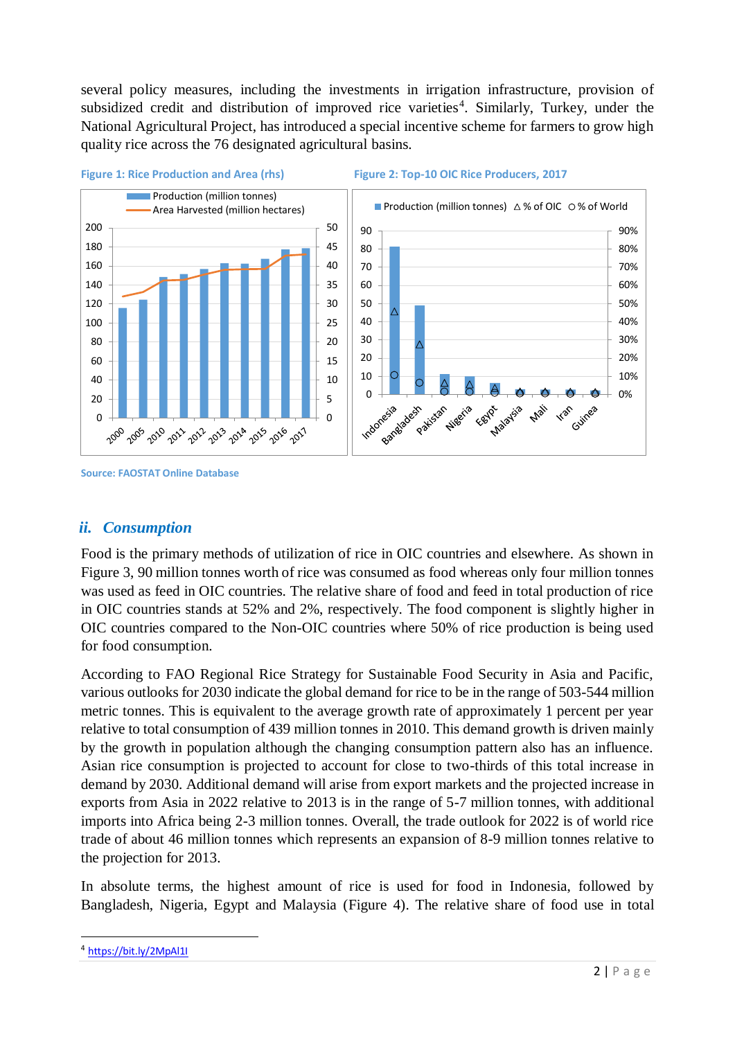several policy measures, including the investments in irrigation infrastructure, provision of subsidized credit and distribution of improved rice varieties[4]. Similarly, Turkey, under the National Agricultural Project, has introduced a special incentive scheme for farmers to grow high quality rice across the 76 designated agricultural basins.

**Figure 1: Rice Production and Area (rhs)**

**Figure 2: Top-10 OIC Rice Producers, 2017**

Source: FAOSTAT Online Database

## *ii. Consumption*

Food is the primary methods of utilization of rice in OIC countries and elsewhere. As shown in Figure 3, 90 million tonnes worth of rice was consumed as food whereas only four million tonnes was used as feed in OIC countries. The relative share of food and feed in total production of rice in OIC countries stands at 52% and 2%, respectively. The food component is slightly higher in OIC countries compared to the Non-OIC countries where 50% of rice production is being used for food consumption.

According to FAO Regional Rice Strategy for Sustainable Food Security in Asia and Pacific, various outlooks for 2030 indicate the global demand for rice to be in the range of 503-544 million metric tonnes. This is equivalent to the average growth rate of approximately 1 percent per year relative to total consumption of 439 million tonnes in 2010. This demand growth is driven mainly by the growth in population although the changing consumption pattern also has an influence. Asian rice consumption is projected to account for close to two-thirds of this total increase in demand by 2030. Additional demand will arise from export markets and the projected increase in exports from Asia in 2022 relative to 2013 is in the range of 5-7 million tonnes, with additional imports into Africa being 2-3 million tonnes. Overall, the trade outlook for 2022 is of world rice trade of about 46 million tonnes which represents an expansion of 8-9 million tonnes relative to the projection for 2013.

In absolute terms, the highest amount of rice is used for food in Indonesia, followed by Bangladesh, Nigeria, Egypt and Malaysia (Figure 4). The relative share of food use in total

[4] https://bit.ly/2MpAl1I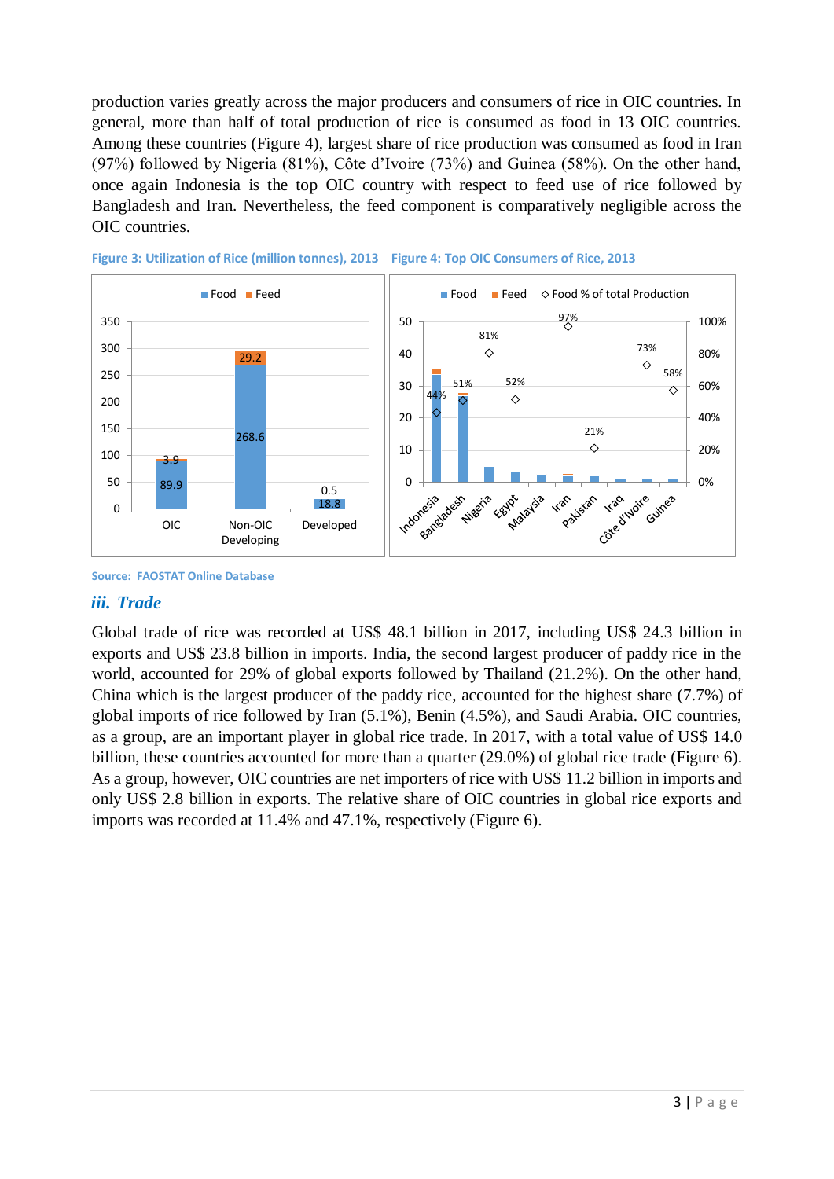production varies greatly across the major producers and consumers of rice in OIC countries. In general, more than half of total production of rice is consumed as food in 13 OIC countries. Among these countries (Figure 4), largest share of rice production was consumed as food in Iran (97%) followed by Nigeria (81%), Côte d'Ivoire (73%) and Guinea (58%). On the other hand, once again Indonesia is the top OIC country with respect to feed use of rice followed by Bangladesh and Iran. Nevertheless, the feed component is comparatively negligible across the OIC countries.

**Figure 3: Utilization of Rice (million tonnes), 2013**

| | Food | Feed |
|---|---|---|
| OIC | 89.9 | 3.9 |
| Non-OIC Developing | 268.6 | 29.2 |
| Developed | 18.8 | 0.5 |

**Figure 4: Top OIC Consumers of Rice, 2013**

| Country | Food % of total Production |
|---|---|
| Indonesia | 44% |
| Bangladesh | 51% |
| Nigeria | 81% |
| Egypt | 52% |
| Malaysia | |
| Iran | 97% |
| Pakistan | 21% |
| Iraq | |
| Côte d'Ivoire | 73% |
| Guinea | 58% |

Source: FAOSTAT Online Database

### *iii. Trade*

Global trade of rice was recorded at US$ 48.1 billion in 2017, including US$ 24.3 billion in exports and US$ 23.8 billion in imports. India, the second largest producer of paddy rice in the world, accounted for 29% of global exports followed by Thailand (21.2%). On the other hand, China which is the largest producer of the paddy rice, accounted for the highest share (7.7%) of global imports of rice followed by Iran (5.1%), Benin (4.5%), and Saudi Arabia. OIC countries, as a group, are an important player in global rice trade. In 2017, with a total value of US$ 14.0 billion, these countries accounted for more than a quarter (29.0%) of global rice trade (Figure 6). As a group, however, OIC countries are net importers of rice with US$ 11.2 billion in imports and only US$ 2.8 billion in exports. The relative share of OIC countries in global rice exports and imports was recorded at 11.4% and 47.1%, respectively (Figure 6).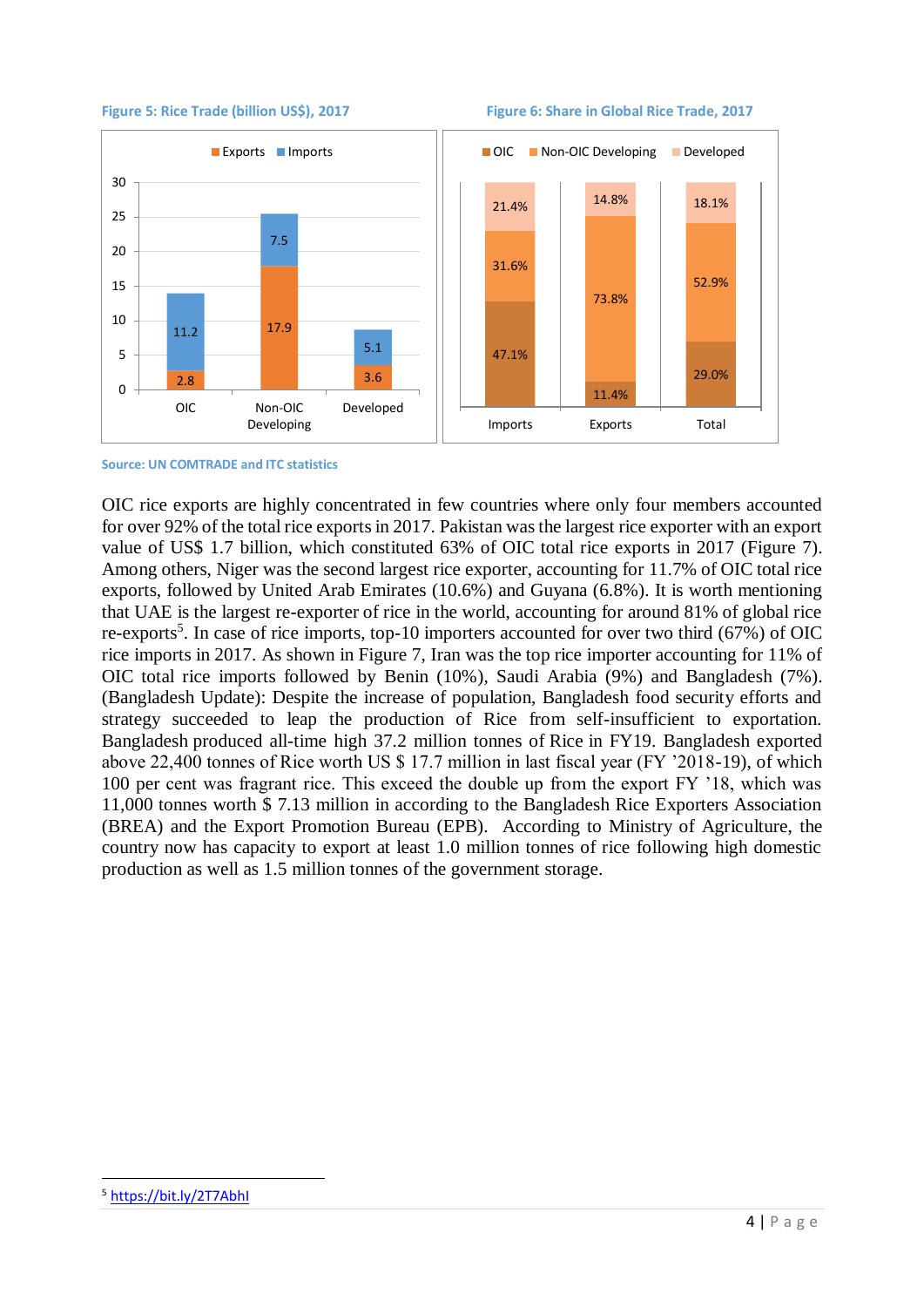Figure 5: Rice Trade (billion US$), 2017

| | Exports | Imports |
|---|---|---|
| OIC | 2.8 | 11.2 |
| Non-OIC Developing | 17.9 | 7.5 |
| Developed | 3.6 | 5.1 |

Figure 6: Share in Global Rice Trade, 2017

| | OIC | Non-OIC Developing | Developed |
|---|---|---|---|
| Imports | 47.1% | 31.6% | 21.4% |
| Exports | 11.4% | 73.8% | 14.8% |
| Total | 29.0% | 52.9% | 18.1% |

Source: UN COMTRADE and ITC statistics

OIC rice exports are highly concentrated in few countries where only four members accounted for over 92% of the total rice exports in 2017. Pakistan was the largest rice exporter with an export value of US$ 1.7 billion, which constituted 63% of OIC total rice exports in 2017 (Figure 7). Among others, Niger was the second largest rice exporter, accounting for 11.7% of OIC total rice exports, followed by United Arab Emirates (10.6%) and Guyana (6.8%). It is worth mentioning that UAE is the largest re-exporter of rice in the world, accounting for around 81% of global rice re-exports[5]. In case of rice imports, top-10 importers accounted for over two third (67%) of OIC rice imports in 2017. As shown in Figure 7, Iran was the top rice importer accounting for 11% of OIC total rice imports followed by Benin (10%), Saudi Arabia (9%) and Bangladesh (7%). (Bangladesh Update): Despite the increase of population, Bangladesh food security efforts and strategy succeeded to leap the production of Rice from self-insufficient to exportation. Bangladesh produced all-time high 37.2 million tonnes of Rice in FY19. Bangladesh exported above 22,400 tonnes of Rice worth US $ 17.7 million in last fiscal year (FY '2018-19), of which 100 per cent was fragrant rice. This exceed the double up from the export FY '18, which was 11,000 tonnes worth $ 7.13 million in according to the Bangladesh Rice Exporters Association (BREA) and the Export Promotion Bureau (EPB). According to Ministry of Agriculture, the country now has capacity to export at least 1.0 million tonnes of rice following high domestic production as well as 1.5 million tonnes of the government storage.

[5] https://bit.ly/2T7AbhI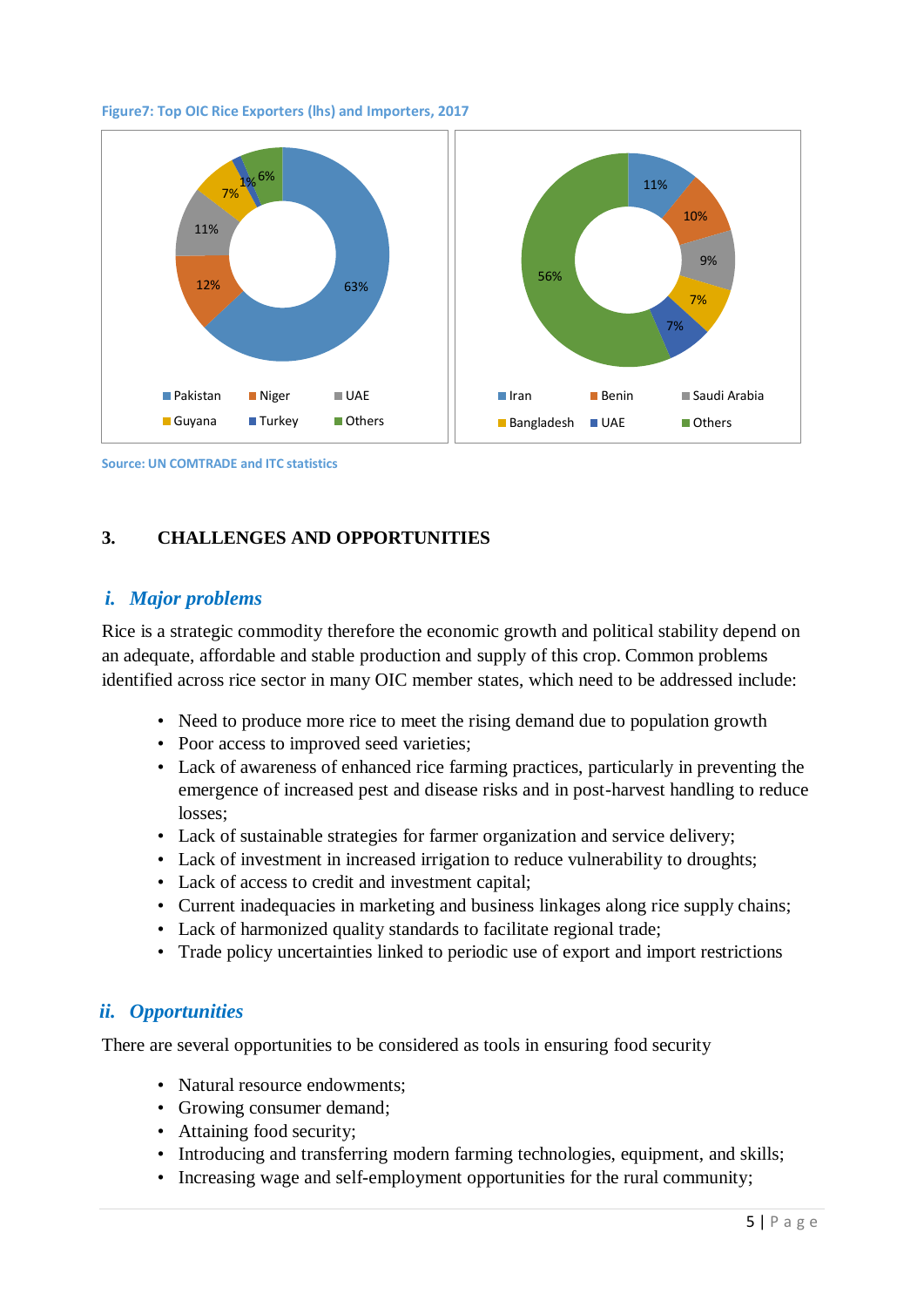Figure7: Top OIC Rice Exporters (lhs) and Importers, 2017

Source: UN COMTRADE and ITC statistics

## 3. CHALLENGES AND OPPORTUNITIES

### *i. Major problems*

Rice is a strategic commodity therefore the economic growth and political stability depend on an adequate, affordable and stable production and supply of this crop. Common problems identified across rice sector in many OIC member states, which need to be addressed include:

- Need to produce more rice to meet the rising demand due to population growth
- Poor access to improved seed varieties;
- Lack of awareness of enhanced rice farming practices, particularly in preventing the emergence of increased pest and disease risks and in post-harvest handling to reduce losses;
- Lack of sustainable strategies for farmer organization and service delivery;
- Lack of investment in increased irrigation to reduce vulnerability to droughts;
- Lack of access to credit and investment capital;
- Current inadequacies in marketing and business linkages along rice supply chains;
- Lack of harmonized quality standards to facilitate regional trade;
- Trade policy uncertainties linked to periodic use of export and import restrictions

### *ii. Opportunities*

There are several opportunities to be considered as tools in ensuring food security

- Natural resource endowments;
- Growing consumer demand;
- Attaining food security;
- Introducing and transferring modern farming technologies, equipment, and skills;
- Increasing wage and self-employment opportunities for the rural community;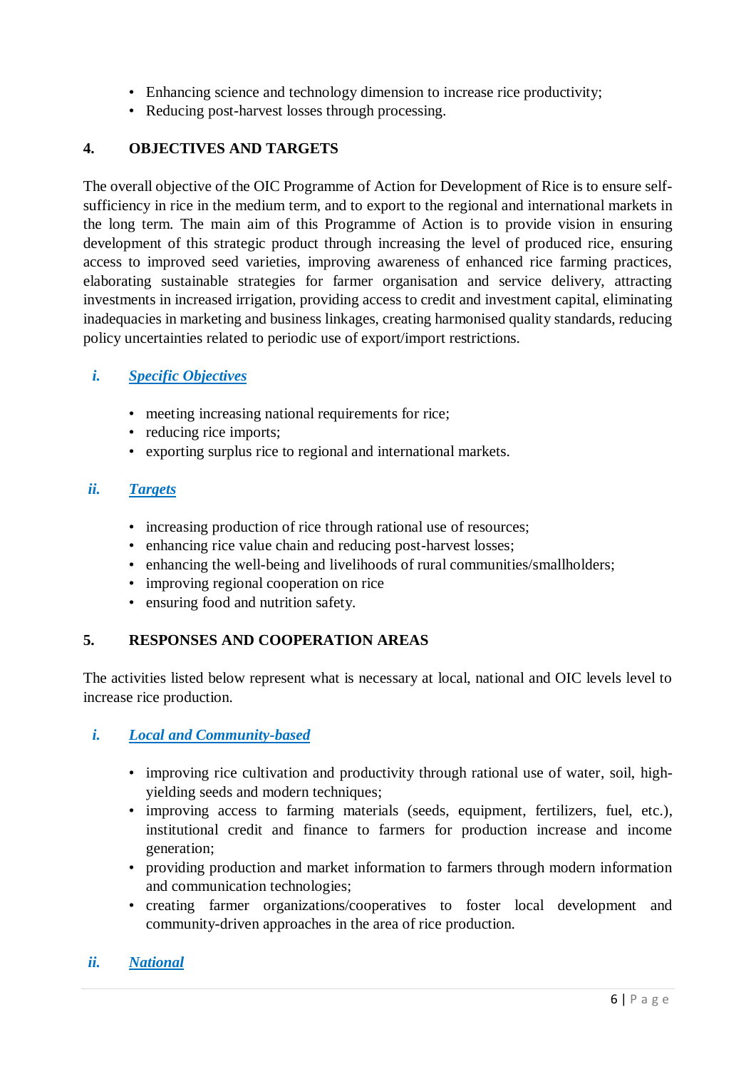- Enhancing science and technology dimension to increase rice productivity;
- Reducing post-harvest losses through processing.

## 4. OBJECTIVES AND TARGETS

The overall objective of the OIC Programme of Action for Development of Rice is to ensure self-sufficiency in rice in the medium term, and to export to the regional and international markets in the long term. The main aim of this Programme of Action is to provide vision in ensuring development of this strategic product through increasing the level of produced rice, ensuring access to improved seed varieties, improving awareness of enhanced rice farming practices, elaborating sustainable strategies for farmer organisation and service delivery, attracting investments in increased irrigation, providing access to credit and investment capital, eliminating inadequacies in marketing and business linkages, creating harmonised quality standards, reducing policy uncertainties related to periodic use of export/import restrictions.

### *i. Specific Objectives*

- meeting increasing national requirements for rice;
- reducing rice imports;
- exporting surplus rice to regional and international markets.

### *ii. Targets*

- increasing production of rice through rational use of resources;
- enhancing rice value chain and reducing post-harvest losses;
- enhancing the well-being and livelihoods of rural communities/smallholders;
- improving regional cooperation on rice
- ensuring food and nutrition safety.

## 5. RESPONSES AND COOPERATION AREAS

The activities listed below represent what is necessary at local, national and OIC levels level to increase rice production.

### *i. Local and Community-based*

- improving rice cultivation and productivity through rational use of water, soil, high-yielding seeds and modern techniques;
- improving access to farming materials (seeds, equipment, fertilizers, fuel, etc.), institutional credit and finance to farmers for production increase and income generation;
- providing production and market information to farmers through modern information and communication technologies;
- creating farmer organizations/cooperatives to foster local development and community-driven approaches in the area of rice production.

### *ii. National*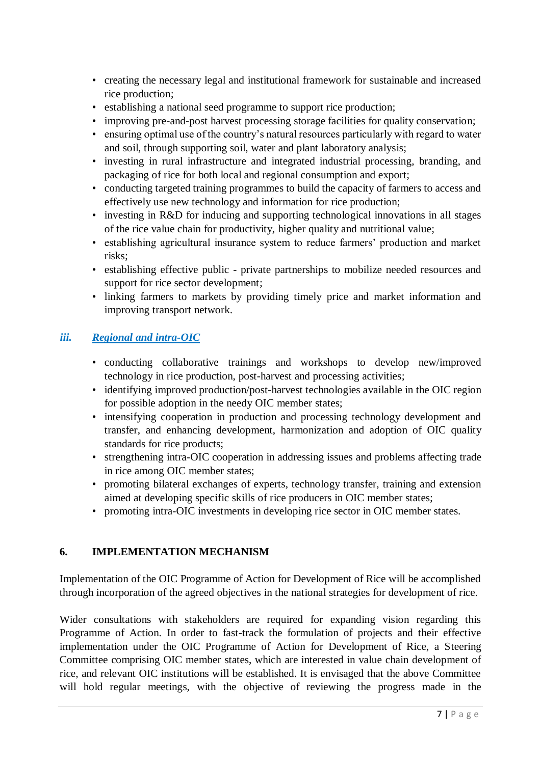- creating the necessary legal and institutional framework for sustainable and increased rice production;
- establishing a national seed programme to support rice production;
- improving pre-and-post harvest processing storage facilities for quality conservation;
- ensuring optimal use of the country's natural resources particularly with regard to water and soil, through supporting soil, water and plant laboratory analysis;
- investing in rural infrastructure and integrated industrial processing, branding, and packaging of rice for both local and regional consumption and export;
- conducting targeted training programmes to build the capacity of farmers to access and effectively use new technology and information for rice production;
- investing in R&D for inducing and supporting technological innovations in all stages of the rice value chain for productivity, higher quality and nutritional value;
- establishing agricultural insurance system to reduce farmers' production and market risks;
- establishing effective public - private partnerships to mobilize needed resources and support for rice sector development;
- linking farmers to markets by providing timely price and market information and improving transport network.

### *iii. Regional and intra-OIC*

- conducting collaborative trainings and workshops to develop new/improved technology in rice production, post-harvest and processing activities;
- identifying improved production/post-harvest technologies available in the OIC region for possible adoption in the needy OIC member states;
- intensifying cooperation in production and processing technology development and transfer, and enhancing development, harmonization and adoption of OIC quality standards for rice products;
- strengthening intra-OIC cooperation in addressing issues and problems affecting trade in rice among OIC member states;
- promoting bilateral exchanges of experts, technology transfer, training and extension aimed at developing specific skills of rice producers in OIC member states;
- promoting intra-OIC investments in developing rice sector in OIC member states.

## 6. IMPLEMENTATION MECHANISM

Implementation of the OIC Programme of Action for Development of Rice will be accomplished through incorporation of the agreed objectives in the national strategies for development of rice.

Wider consultations with stakeholders are required for expanding vision regarding this Programme of Action. In order to fast-track the formulation of projects and their effective implementation under the OIC Programme of Action for Development of Rice, a Steering Committee comprising OIC member states, which are interested in value chain development of rice, and relevant OIC institutions will be established. It is envisaged that the above Committee will hold regular meetings, with the objective of reviewing the progress made in the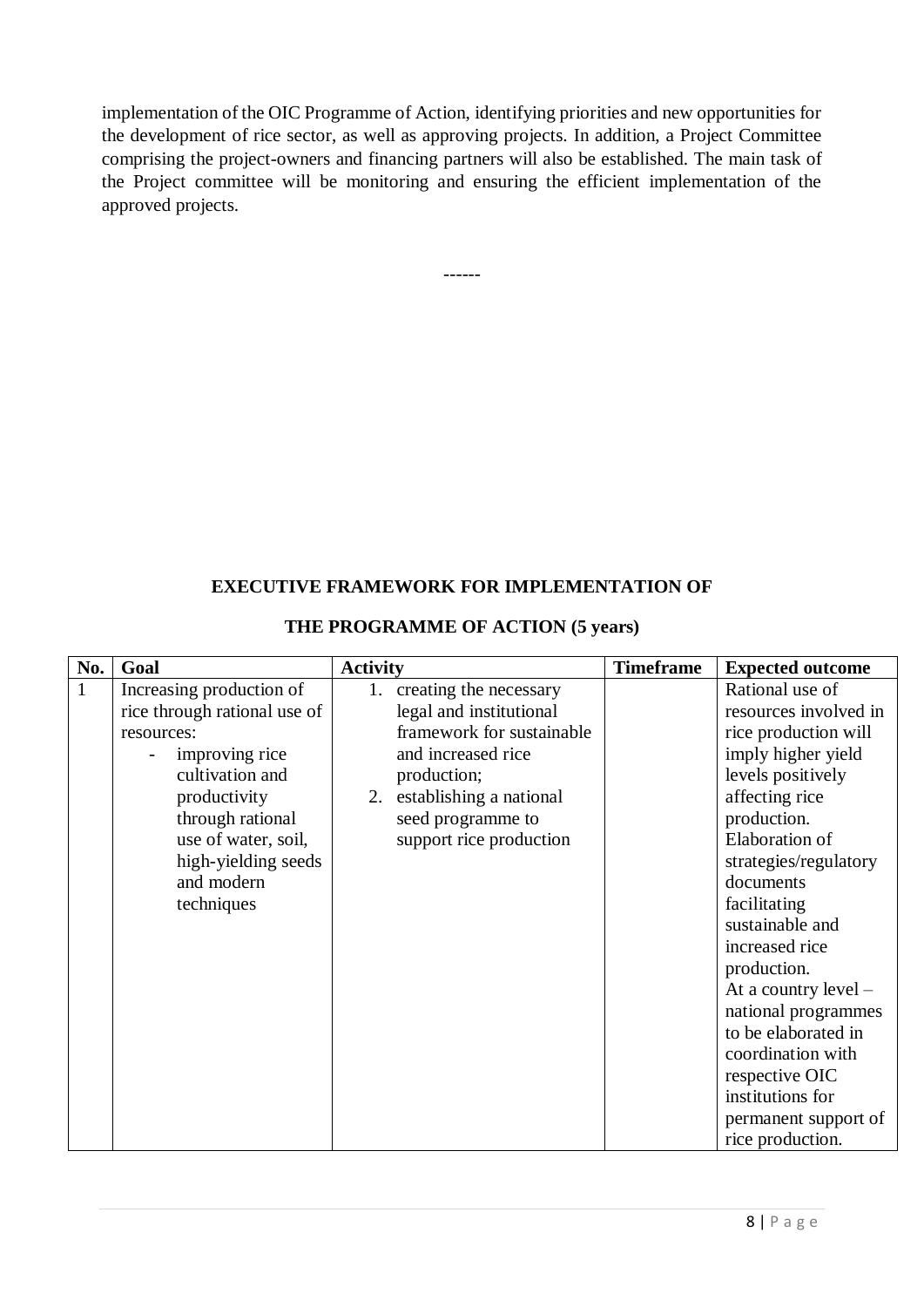implementation of the OIC Programme of Action, identifying priorities and new opportunities for the development of rice sector, as well as approving projects. In addition, a Project Committee comprising the project-owners and financing partners will also be established. The main task of the Project committee will be monitoring and ensuring the efficient implementation of the approved projects.

------

**EXECUTIVE FRAMEWORK FOR IMPLEMENTATION OF**

**THE PROGRAMME OF ACTION (5 years)**

| No. | Goal | Activity | Timeframe | Expected outcome |
|---|---|---|---|---|
| 1 | Increasing production of rice through rational use of resources:<br>- improving rice cultivation and productivity through rational use of water, soil, high-yielding seeds and modern techniques | 1. creating the necessary legal and institutional framework for sustainable and increased rice production;<br>2. establishing a national seed programme to support rice production | | Rational use of resources involved in rice production will imply higher yield levels positively affecting rice production.<br>Elaboration of strategies/regulatory documents facilitating sustainable and increased rice production.<br>At a country level – national programmes to be elaborated in coordination with respective OIC institutions for permanent support of rice production. |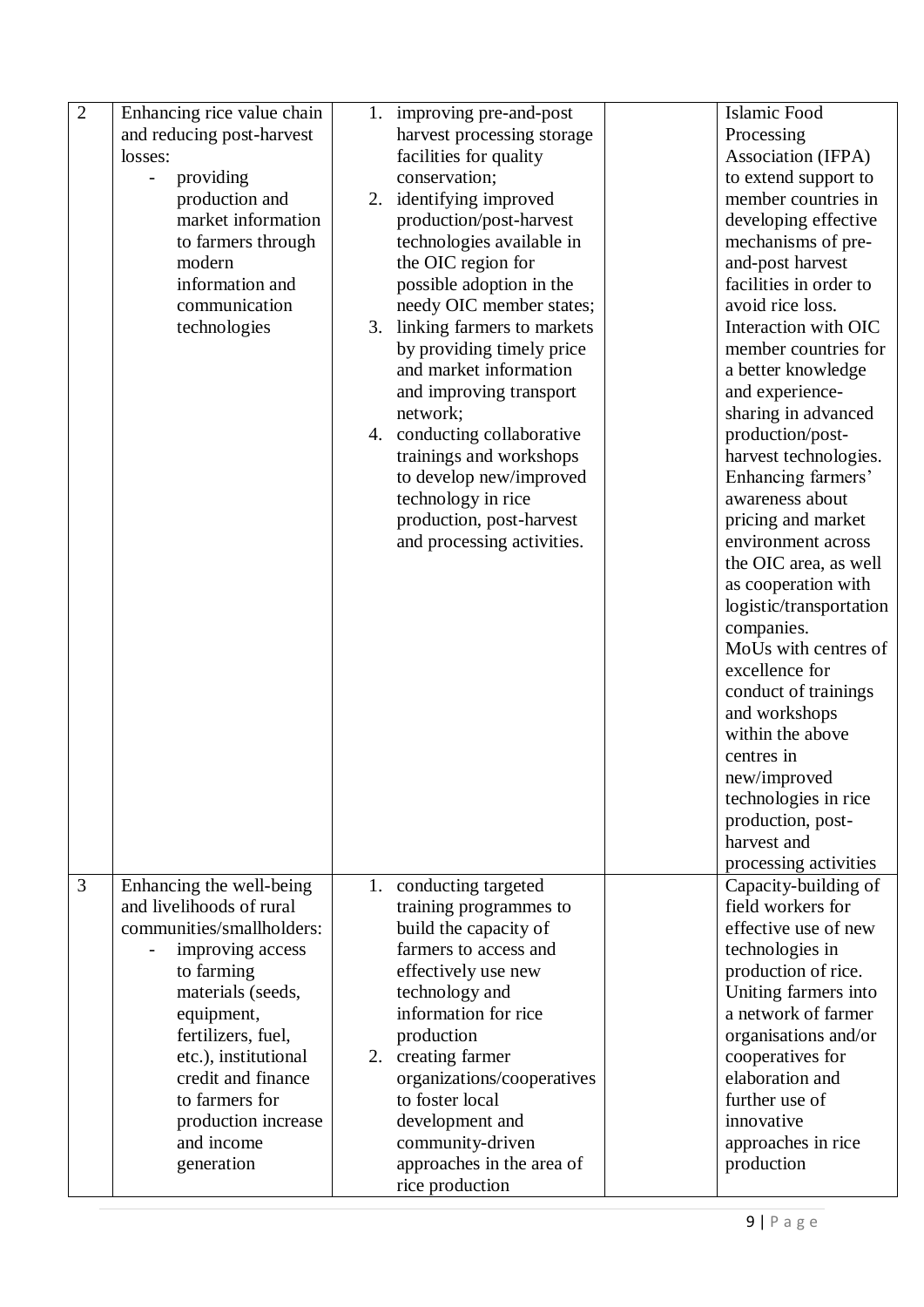| | | | | |
|---|---|---|---|---|
| 2 | Enhancing rice value chain and reducing post-harvest losses:<br>- providing production and market information to farmers through modern information and communication technologies | 1. improving pre-and-post harvest processing storage facilities for quality conservation;<br>2. identifying improved production/post-harvest technologies available in the OIC region for possible adoption in the needy OIC member states;<br>3. linking farmers to markets by providing timely price and market information and improving transport network;<br>4. conducting collaborative trainings and workshops to develop new/improved technology in rice production, post-harvest and processing activities. | | Islamic Food Processing Association (IFPA) to extend support to member countries in developing effective mechanisms of pre-and-post harvest facilities in order to avoid rice loss.<br>Interaction with OIC member countries for a better knowledge and experience-sharing in advanced production/post-harvest technologies.<br>Enhancing farmers' awareness about pricing and market environment across the OIC area, as well as cooperation with logistic/transportation companies.<br>MoUs with centres of excellence for conduct of trainings and workshops within the above centres in new/improved technologies in rice production, post-harvest and processing activities |
| 3 | Enhancing the well-being and livelihoods of rural communities/smallholders:<br>- improving access to farming materials (seeds, equipment, fertilizers, fuel, etc.), institutional credit and finance to farmers for production increase and income generation | 1. conducting targeted training programmes to build the capacity of farmers to access and effectively use new technology and information for rice production<br>2. creating farmer organizations/cooperatives to foster local development and community-driven approaches in the area of rice production | | Capacity-building of field workers for effective use of new technologies in production of rice.<br>Uniting farmers into a network of farmer organisations and/or cooperatives for elaboration and further use of innovative approaches in rice production |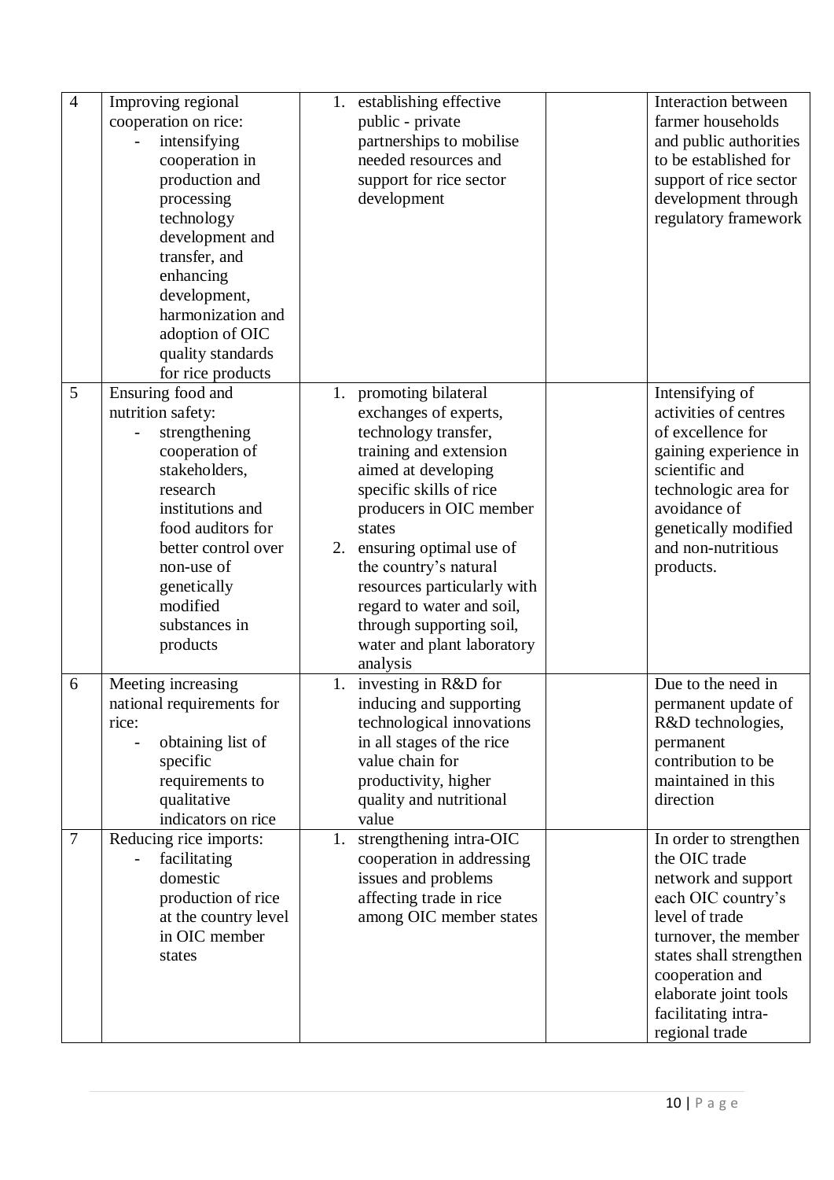| | | | | |
|---|---|---|---|---|
| 4 | Improving regional cooperation on rice:<br>- intensifying cooperation in production and processing technology development and transfer, and enhancing development, harmonization and adoption of OIC quality standards for rice products | 1. establishing effective public - private partnerships to mobilise needed resources and support for rice sector development | | Interaction between farmer households and public authorities to be established for support of rice sector development through regulatory framework |
| 5 | Ensuring food and nutrition safety:<br>- strengthening cooperation of stakeholders, research institutions and food auditors for better control over non-use of genetically modified substances in products | 1. promoting bilateral exchanges of experts, technology transfer, training and extension aimed at developing specific skills of rice producers in OIC member states<br>2. ensuring optimal use of the country's natural resources particularly with regard to water and soil, through supporting soil, water and plant laboratory analysis | | Intensifying of activities of centres of excellence for gaining experience in scientific and technologic area for avoidance of genetically modified and non-nutritious products. |
| 6 | Meeting increasing national requirements for rice:<br>- obtaining list of specific requirements to qualitative indicators on rice | 1. investing in R&D for inducing and supporting technological innovations in all stages of the rice value chain for productivity, higher quality and nutritional value | | Due to the need in permanent update of R&D technologies, permanent contribution to be maintained in this direction |
| 7 | Reducing rice imports:<br>- facilitating domestic production of rice at the country level in OIC member states | 1. strengthening intra-OIC cooperation in addressing issues and problems affecting trade in rice among OIC member states | | In order to strengthen the OIC trade network and support each OIC country's level of trade turnover, the member states shall strengthen cooperation and elaborate joint tools facilitating intra-regional trade |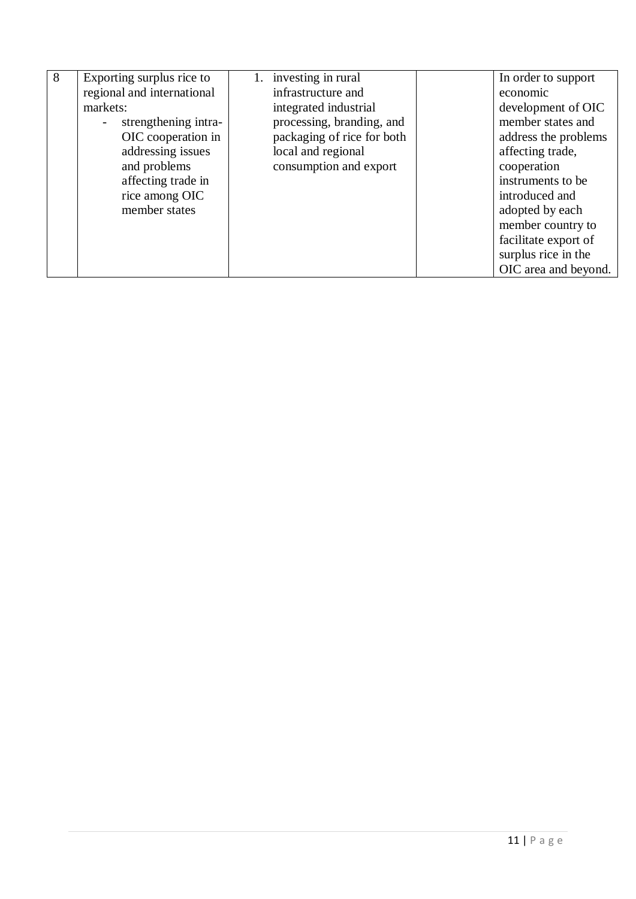| | | | | |
|---|---|---|---|---|
| 8 | Exporting surplus rice to regional and international markets:<br>- strengthening intra-OIC cooperation in addressing issues and problems affecting trade in rice among OIC member states | 1. investing in rural infrastructure and integrated industrial processing, branding, and packaging of rice for both local and regional consumption and export | | In order to support economic development of OIC member states and address the problems affecting trade, cooperation instruments to be introduced and adopted by each member country to facilitate export of surplus rice in the OIC area and beyond. |